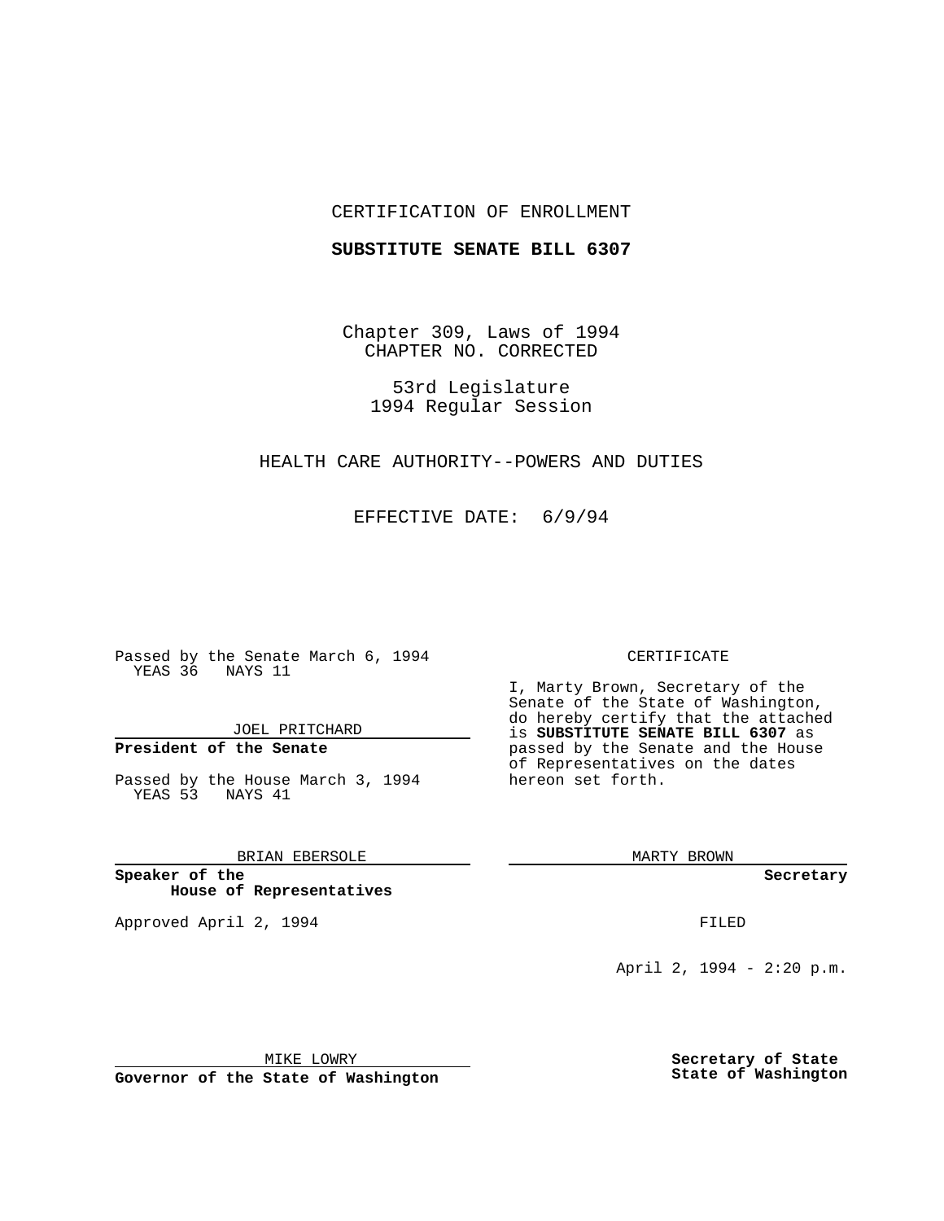CERTIFICATION OF ENROLLMENT

**SUBSTITUTE SENATE BILL 6307**

Chapter 309, Laws of 1994
CHAPTER NO. CORRECTED

53rd Legislature
1994 Regular Session

HEALTH CARE AUTHORITY--POWERS AND DUTIES

EFFECTIVE DATE: 6/9/94

Passed by the Senate March 6, 1994
YEAS 36 NAYS 11

JOEL PRITCHARD
**President of the Senate**

Passed by the House March 3, 1994
YEAS 53 NAYS 41

BRIAN EBERSOLE
**Speaker of the House of Representatives**

Approved April 2, 1994

MIKE LOWRY
**Governor of the State of Washington**

CERTIFICATE

I, Marty Brown, Secretary of the Senate of the State of Washington, do hereby certify that the attached is **SUBSTITUTE SENATE BILL 6307** as passed by the Senate and the House of Representatives on the dates hereon set forth.

MARTY BROWN
**Secretary**

FILED

April 2, 1994 - 2:20 p.m.

**Secretary of State**
**State of Washington**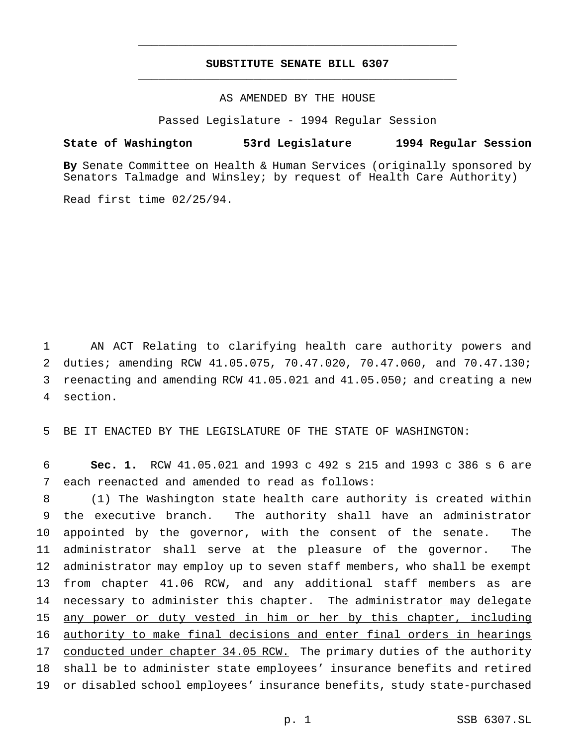# SUBSTITUTE SENATE BILL 6307

AS AMENDED BY THE HOUSE

Passed Legislature - 1994 Regular Session

**State of Washington 53rd Legislature 1994 Regular Session**

**By** Senate Committee on Health & Human Services (originally sponsored by Senators Talmadge and Winsley; by request of Health Care Authority)

Read first time 02/25/94.

AN ACT Relating to clarifying health care authority powers and duties; amending RCW 41.05.075, 70.47.020, 70.47.060, and 70.47.130; reenacting and amending RCW 41.05.021 and 41.05.050; and creating a new section.

BE IT ENACTED BY THE LEGISLATURE OF THE STATE OF WASHINGTON:

**Sec. 1.** RCW 41.05.021 and 1993 c 492 s 215 and 1993 c 386 s 6 are each reenacted and amended to read as follows:

(1) The Washington state health care authority is created within the executive branch. The authority shall have an administrator appointed by the governor, with the consent of the senate. The administrator shall serve at the pleasure of the governor. The administrator may employ up to seven staff members, who shall be exempt from chapter 41.06 RCW, and any additional staff members as are necessary to administer this chapter. The administrator may delegate any power or duty vested in him or her by this chapter, including authority to make final decisions and enter final orders in hearings conducted under chapter 34.05 RCW. The primary duties of the authority shall be to administer state employees' insurance benefits and retired or disabled school employees' insurance benefits, study state-purchased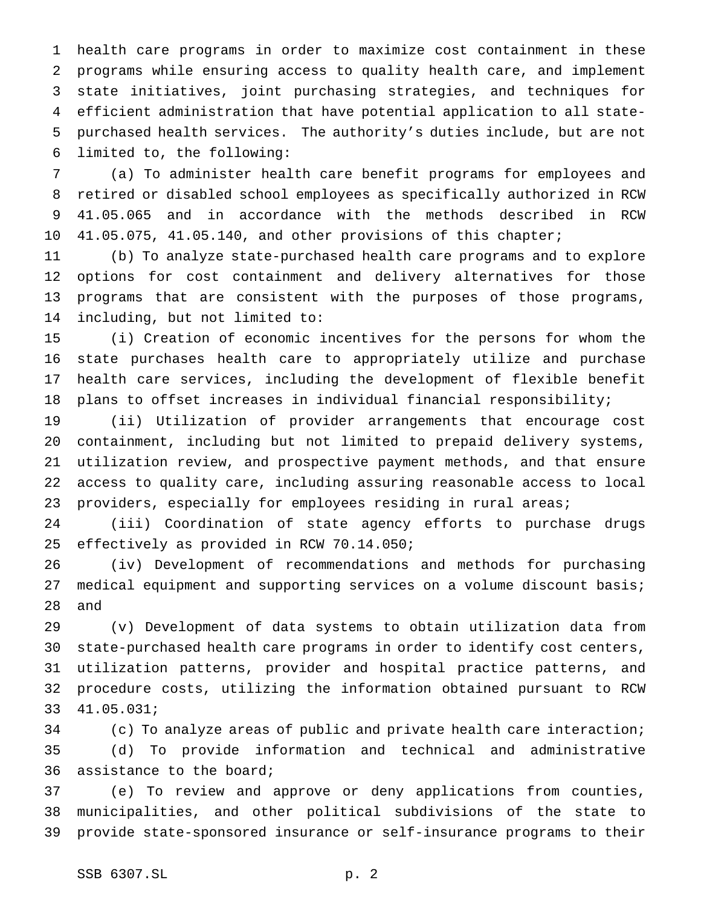health care programs in order to maximize cost containment in these programs while ensuring access to quality health care, and implement state initiatives, joint purchasing strategies, and techniques for efficient administration that have potential application to all state-purchased health services. The authority's duties include, but are not limited to, the following:

(a) To administer health care benefit programs for employees and retired or disabled school employees as specifically authorized in RCW 41.05.065 and in accordance with the methods described in RCW 41.05.075, 41.05.140, and other provisions of this chapter;

(b) To analyze state-purchased health care programs and to explore options for cost containment and delivery alternatives for those programs that are consistent with the purposes of those programs, including, but not limited to:

(i) Creation of economic incentives for the persons for whom the state purchases health care to appropriately utilize and purchase health care services, including the development of flexible benefit plans to offset increases in individual financial responsibility;

(ii) Utilization of provider arrangements that encourage cost containment, including but not limited to prepaid delivery systems, utilization review, and prospective payment methods, and that ensure access to quality care, including assuring reasonable access to local providers, especially for employees residing in rural areas;

(iii) Coordination of state agency efforts to purchase drugs effectively as provided in RCW 70.14.050;

(iv) Development of recommendations and methods for purchasing medical equipment and supporting services on a volume discount basis; and

(v) Development of data systems to obtain utilization data from state-purchased health care programs in order to identify cost centers, utilization patterns, provider and hospital practice patterns, and procedure costs, utilizing the information obtained pursuant to RCW 41.05.031;

(c) To analyze areas of public and private health care interaction;

(d) To provide information and technical and administrative assistance to the board;

(e) To review and approve or deny applications from counties, municipalities, and other political subdivisions of the state to provide state-sponsored insurance or self-insurance programs to their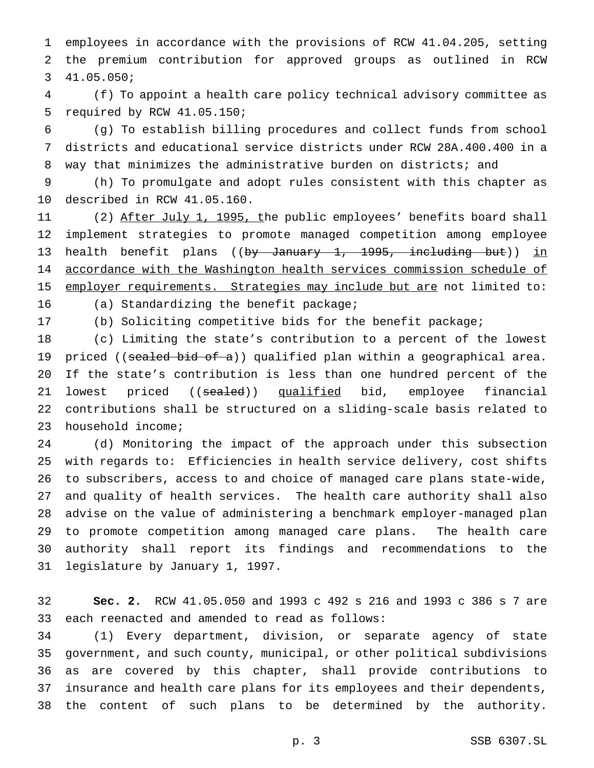employees in accordance with the provisions of RCW 41.04.205, setting the premium contribution for approved groups as outlined in RCW 41.05.050;

(f) To appoint a health care policy technical advisory committee as required by RCW 41.05.150;

(g) To establish billing procedures and collect funds from school districts and educational service districts under RCW 28A.400.400 in a way that minimizes the administrative burden on districts; and

(h) To promulgate and adopt rules consistent with this chapter as described in RCW 41.05.160.

(2) <u>After July 1, 1995, t</u>he public employees' benefits board shall implement strategies to promote managed competition among employee health benefit plans ((~~by January 1, 1995, including but~~)) <u>in accordance with the Washington health services commission schedule of employer requirements. Strategies may include but are</u> not limited to:

(a) Standardizing the benefit package;

(b) Soliciting competitive bids for the benefit package;

(c) Limiting the state's contribution to a percent of the lowest priced ((~~sealed bid of a~~)) qualified plan within a geographical area. If the state's contribution is less than one hundred percent of the lowest priced ((~~sealed~~)) <u>qualified</u> bid, employee financial contributions shall be structured on a sliding-scale basis related to household income;

(d) Monitoring the impact of the approach under this subsection with regards to: Efficiencies in health service delivery, cost shifts to subscribers, access to and choice of managed care plans state-wide, and quality of health services. The health care authority shall also advise on the value of administering a benchmark employer-managed plan to promote competition among managed care plans. The health care authority shall report its findings and recommendations to the legislature by January 1, 1997.

**Sec. 2.** RCW 41.05.050 and 1993 c 492 s 216 and 1993 c 386 s 7 are each reenacted and amended to read as follows:

(1) Every department, division, or separate agency of state government, and such county, municipal, or other political subdivisions as are covered by this chapter, shall provide contributions to insurance and health care plans for its employees and their dependents, the content of such plans to be determined by the authority.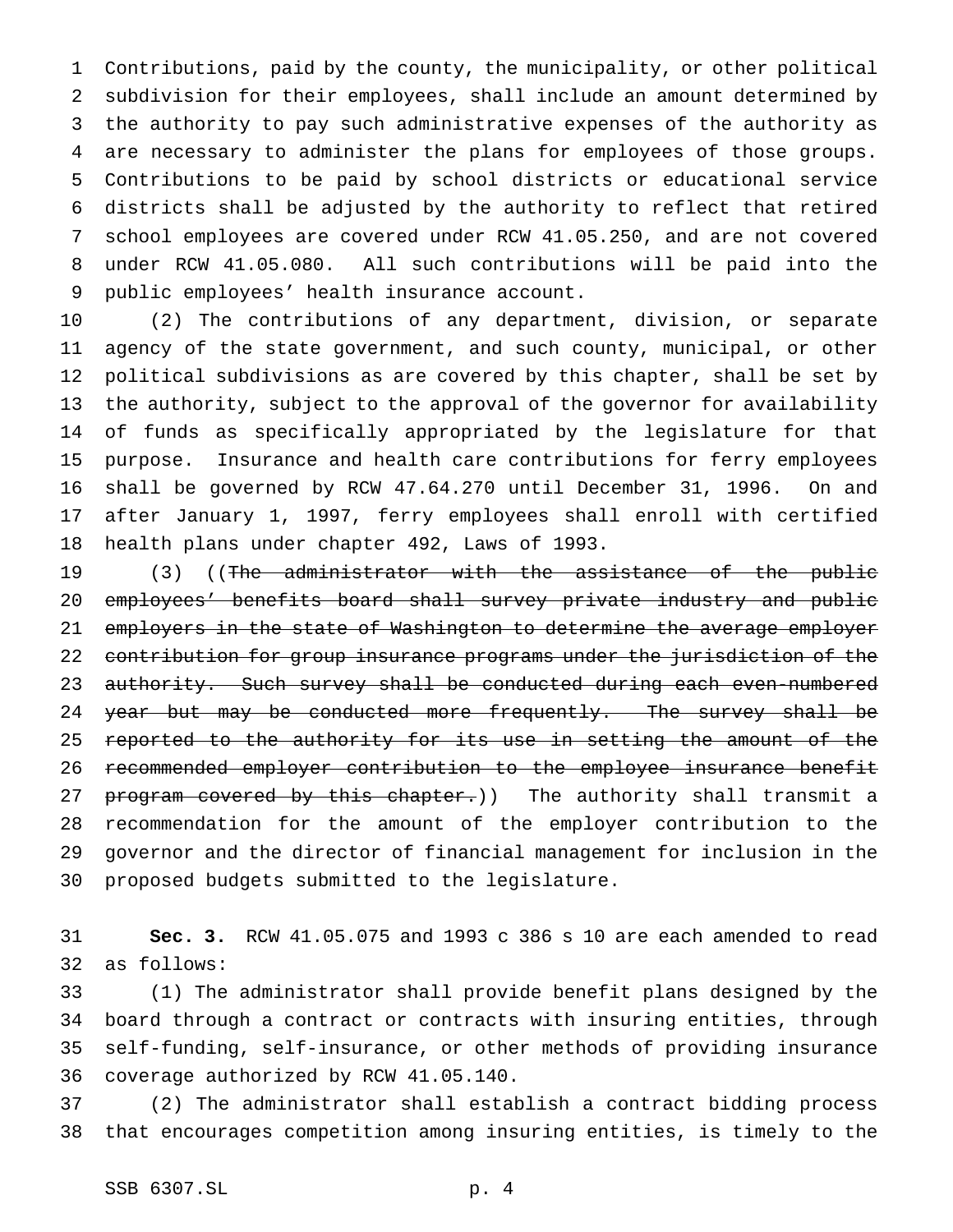Contributions, paid by the county, the municipality, or other political subdivision for their employees, shall include an amount determined by the authority to pay such administrative expenses of the authority as are necessary to administer the plans for employees of those groups. Contributions to be paid by school districts or educational service districts shall be adjusted by the authority to reflect that retired school employees are covered under RCW 41.05.250, and are not covered under RCW 41.05.080. All such contributions will be paid into the public employees' health insurance account.

(2) The contributions of any department, division, or separate agency of the state government, and such county, municipal, or other political subdivisions as are covered by this chapter, shall be set by the authority, subject to the approval of the governor for availability of funds as specifically appropriated by the legislature for that purpose. Insurance and health care contributions for ferry employees shall be governed by RCW 47.64.270 until December 31, 1996. On and after January 1, 1997, ferry employees shall enroll with certified health plans under chapter 492, Laws of 1993.

(3) ((~~The administrator with the assistance of the public employees' benefits board shall survey private industry and public employers in the state of Washington to determine the average employer contribution for group insurance programs under the jurisdiction of the authority. Such survey shall be conducted during each even-numbered year but may be conducted more frequently. The survey shall be reported to the authority for its use in setting the amount of the recommended employer contribution to the employee insurance benefit program covered by this chapter.~~)) The authority shall transmit a recommendation for the amount of the employer contribution to the governor and the director of financial management for inclusion in the proposed budgets submitted to the legislature.

**Sec. 3.** RCW 41.05.075 and 1993 c 386 s 10 are each amended to read as follows:

(1) The administrator shall provide benefit plans designed by the board through a contract or contracts with insuring entities, through self-funding, self-insurance, or other methods of providing insurance coverage authorized by RCW 41.05.140.

(2) The administrator shall establish a contract bidding process that encourages competition among insuring entities, is timely to the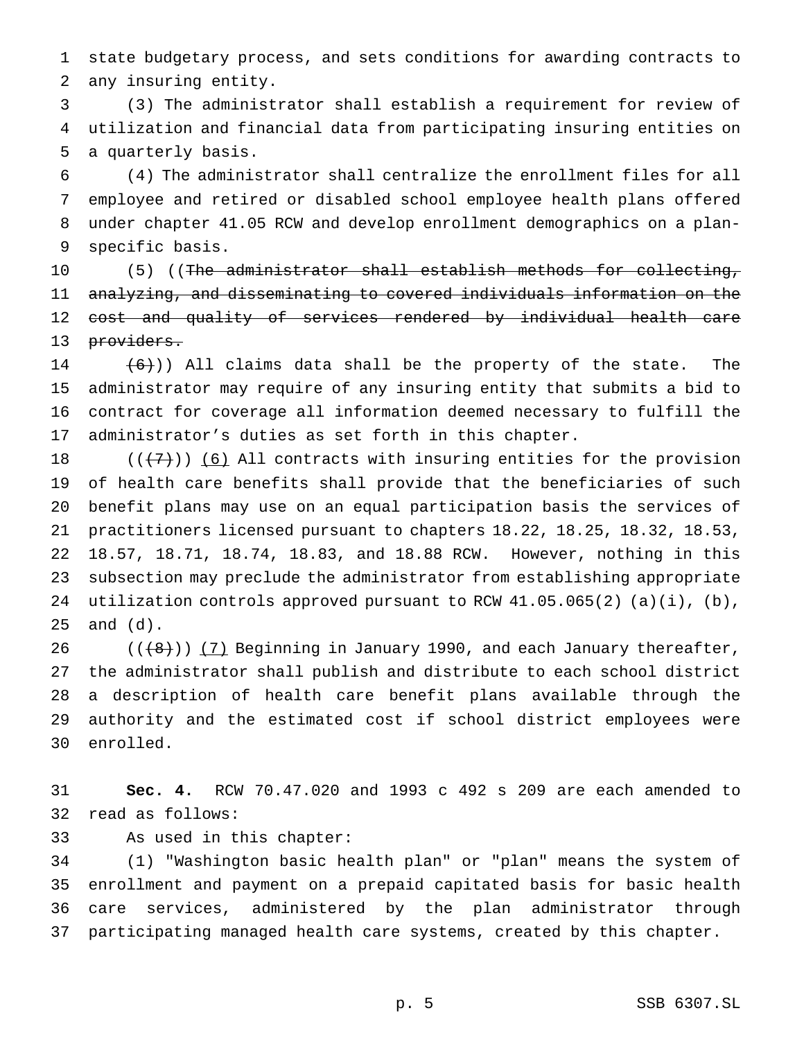state budgetary process, and sets conditions for awarding contracts to any insuring entity.

(3) The administrator shall establish a requirement for review of utilization and financial data from participating insuring entities on a quarterly basis.

(4) The administrator shall centralize the enrollment files for all employee and retired or disabled school employee health plans offered under chapter 41.05 RCW and develop enrollment demographics on a plan-specific basis.

(5) ((~~The administrator shall establish methods for collecting, analyzing, and disseminating to covered individuals information on the cost and quality of services rendered by individual health care providers.~~

~~(6)~~)) All claims data shall be the property of the state. The administrator may require of any insuring entity that submits a bid to contract for coverage all information deemed necessary to fulfill the administrator's duties as set forth in this chapter.

((~~(7)~~)) <u>(6)</u> All contracts with insuring entities for the provision of health care benefits shall provide that the beneficiaries of such benefit plans may use on an equal participation basis the services of practitioners licensed pursuant to chapters 18.22, 18.25, 18.32, 18.53, 18.57, 18.71, 18.74, 18.83, and 18.88 RCW. However, nothing in this subsection may preclude the administrator from establishing appropriate utilization controls approved pursuant to RCW 41.05.065(2) (a)(i), (b), and (d).

((~~(8)~~)) <u>(7)</u> Beginning in January 1990, and each January thereafter, the administrator shall publish and distribute to each school district a description of health care benefit plans available through the authority and the estimated cost if school district employees were enrolled.

**Sec. 4.** RCW 70.47.020 and 1993 c 492 s 209 are each amended to read as follows:

As used in this chapter:

(1) "Washington basic health plan" or "plan" means the system of enrollment and payment on a prepaid capitated basis for basic health care services, administered by the plan administrator through participating managed health care systems, created by this chapter.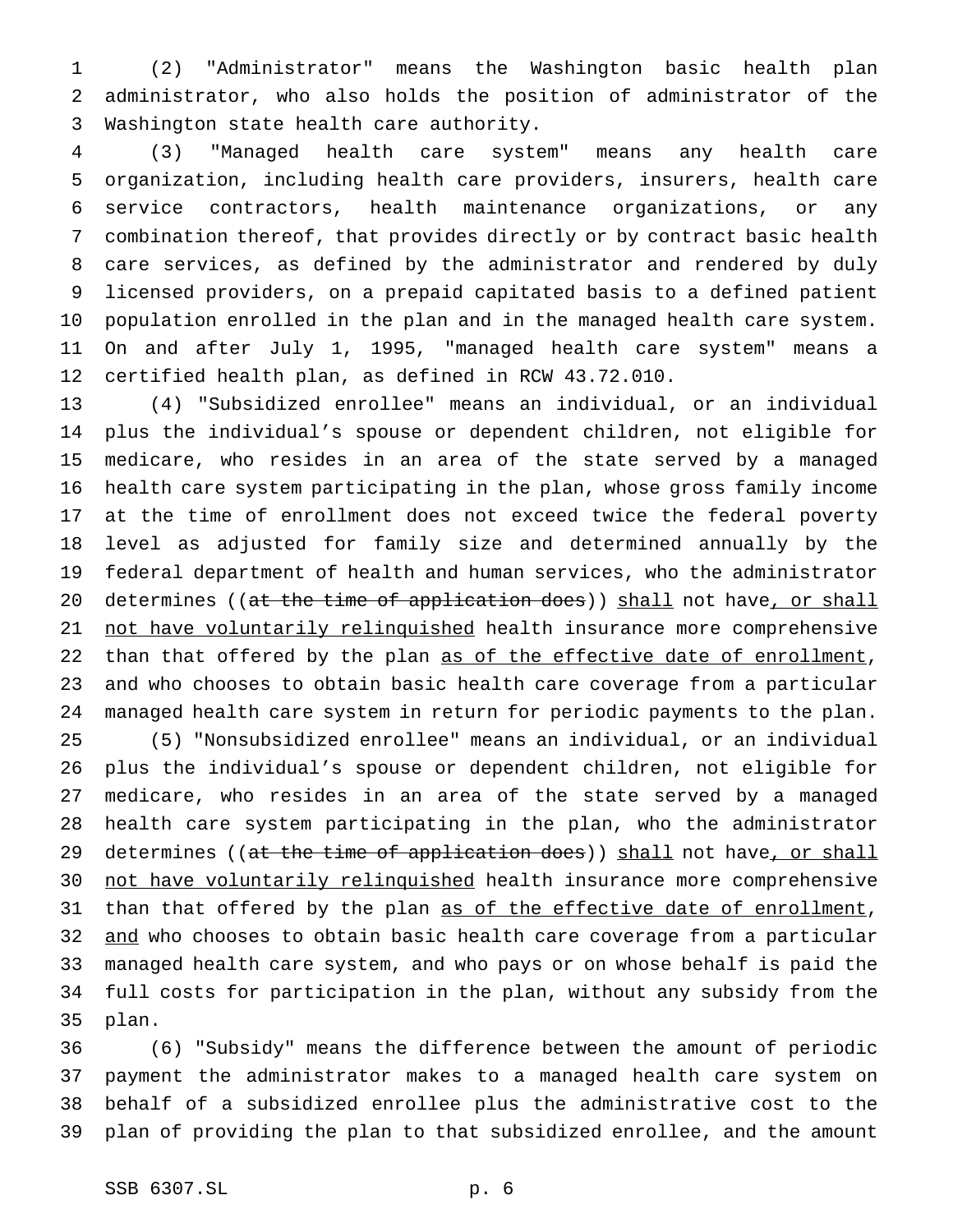(2) "Administrator" means the Washington basic health plan administrator, who also holds the position of administrator of the Washington state health care authority.

(3) "Managed health care system" means any health care organization, including health care providers, insurers, health care service contractors, health maintenance organizations, or any combination thereof, that provides directly or by contract basic health care services, as defined by the administrator and rendered by duly licensed providers, on a prepaid capitated basis to a defined patient population enrolled in the plan and in the managed health care system. On and after July 1, 1995, "managed health care system" means a certified health plan, as defined in RCW 43.72.010.

(4) "Subsidized enrollee" means an individual, or an individual plus the individual's spouse or dependent children, not eligible for medicare, who resides in an area of the state served by a managed health care system participating in the plan, whose gross family income at the time of enrollment does not exceed twice the federal poverty level as adjusted for family size and determined annually by the federal department of health and human services, who the administrator determines ((~~at the time of application does~~)) <u>shall</u> not have<u>, or shall not have voluntarily relinquished</u> health insurance more comprehensive than that offered by the plan <u>as of the effective date of enrollment</u>, and who chooses to obtain basic health care coverage from a particular managed health care system in return for periodic payments to the plan.

(5) "Nonsubsidized enrollee" means an individual, or an individual plus the individual's spouse or dependent children, not eligible for medicare, who resides in an area of the state served by a managed health care system participating in the plan, who the administrator determines ((~~at the time of application does~~)) <u>shall</u> not have<u>, or shall not have voluntarily relinquished</u> health insurance more comprehensive than that offered by the plan <u>as of the effective date of enrollment</u>, <u>and</u> who chooses to obtain basic health care coverage from a particular managed health care system, and who pays or on whose behalf is paid the full costs for participation in the plan, without any subsidy from the plan.

(6) "Subsidy" means the difference between the amount of periodic payment the administrator makes to a managed health care system on behalf of a subsidized enrollee plus the administrative cost to the plan of providing the plan to that subsidized enrollee, and the amount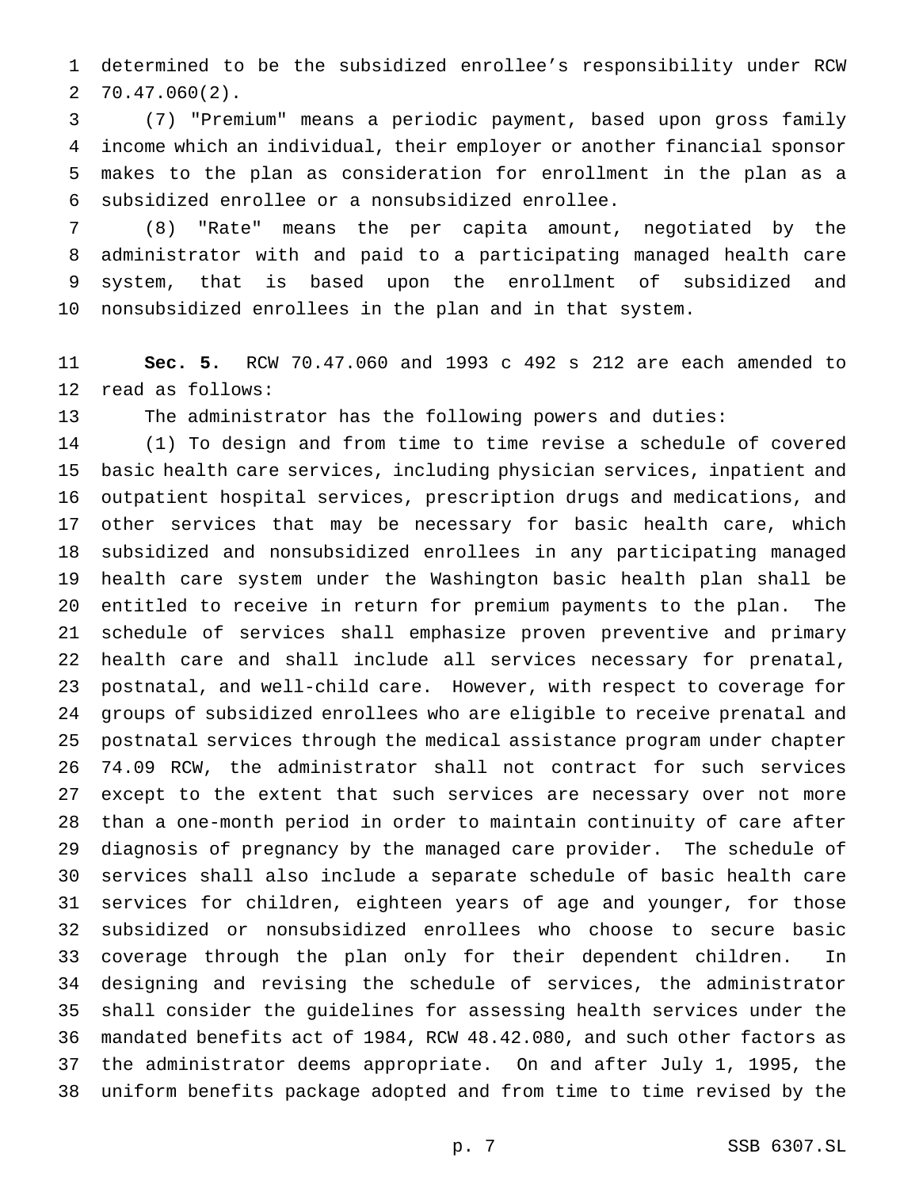determined to be the subsidized enrollee's responsibility under RCW 70.47.060(2).

(7) "Premium" means a periodic payment, based upon gross family income which an individual, their employer or another financial sponsor makes to the plan as consideration for enrollment in the plan as a subsidized enrollee or a nonsubsidized enrollee.

(8) "Rate" means the per capita amount, negotiated by the administrator with and paid to a participating managed health care system, that is based upon the enrollment of subsidized and nonsubsidized enrollees in the plan and in that system.

**Sec. 5.** RCW 70.47.060 and 1993 c 492 s 212 are each amended to read as follows:

The administrator has the following powers and duties:

(1) To design and from time to time revise a schedule of covered basic health care services, including physician services, inpatient and outpatient hospital services, prescription drugs and medications, and other services that may be necessary for basic health care, which subsidized and nonsubsidized enrollees in any participating managed health care system under the Washington basic health plan shall be entitled to receive in return for premium payments to the plan. The schedule of services shall emphasize proven preventive and primary health care and shall include all services necessary for prenatal, postnatal, and well-child care. However, with respect to coverage for groups of subsidized enrollees who are eligible to receive prenatal and postnatal services through the medical assistance program under chapter 74.09 RCW, the administrator shall not contract for such services except to the extent that such services are necessary over not more than a one-month period in order to maintain continuity of care after diagnosis of pregnancy by the managed care provider. The schedule of services shall also include a separate schedule of basic health care services for children, eighteen years of age and younger, for those subsidized or nonsubsidized enrollees who choose to secure basic coverage through the plan only for their dependent children. In designing and revising the schedule of services, the administrator shall consider the guidelines for assessing health services under the mandated benefits act of 1984, RCW 48.42.080, and such other factors as the administrator deems appropriate. On and after July 1, 1995, the uniform benefits package adopted and from time to time revised by the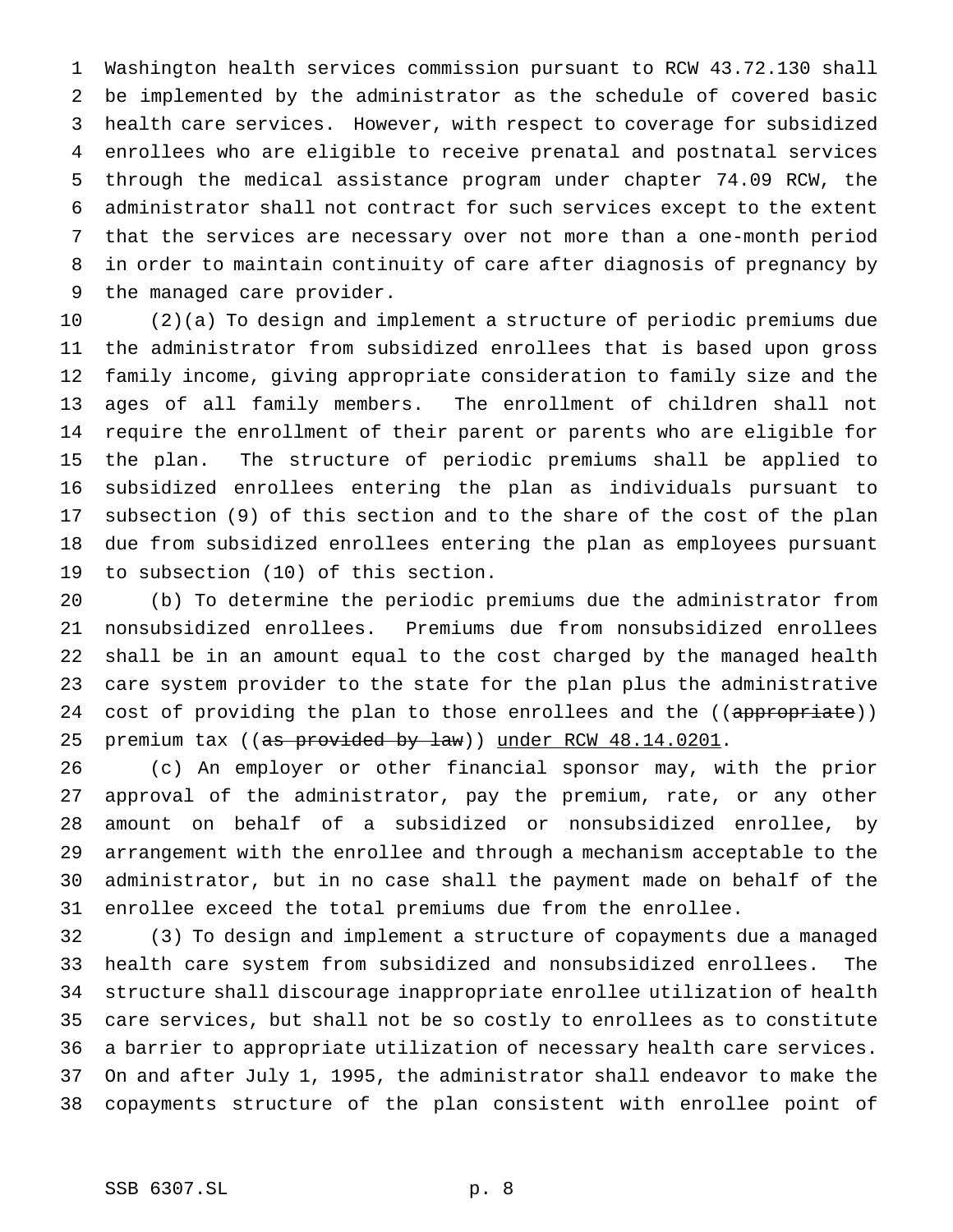Washington health services commission pursuant to RCW 43.72.130 shall be implemented by the administrator as the schedule of covered basic health care services. However, with respect to coverage for subsidized enrollees who are eligible to receive prenatal and postnatal services through the medical assistance program under chapter 74.09 RCW, the administrator shall not contract for such services except to the extent that the services are necessary over not more than a one-month period in order to maintain continuity of care after diagnosis of pregnancy by the managed care provider.

(2)(a) To design and implement a structure of periodic premiums due the administrator from subsidized enrollees that is based upon gross family income, giving appropriate consideration to family size and the ages of all family members. The enrollment of children shall not require the enrollment of their parent or parents who are eligible for the plan. The structure of periodic premiums shall be applied to subsidized enrollees entering the plan as individuals pursuant to subsection (9) of this section and to the share of the cost of the plan due from subsidized enrollees entering the plan as employees pursuant to subsection (10) of this section.

(b) To determine the periodic premiums due the administrator from nonsubsidized enrollees. Premiums due from nonsubsidized enrollees shall be in an amount equal to the cost charged by the managed health care system provider to the state for the plan plus the administrative cost of providing the plan to those enrollees and the ((~~appropriate~~)) premium tax ((~~as provided by law~~)) <u>under RCW 48.14.0201</u>.

(c) An employer or other financial sponsor may, with the prior approval of the administrator, pay the premium, rate, or any other amount on behalf of a subsidized or nonsubsidized enrollee, by arrangement with the enrollee and through a mechanism acceptable to the administrator, but in no case shall the payment made on behalf of the enrollee exceed the total premiums due from the enrollee.

(3) To design and implement a structure of copayments due a managed health care system from subsidized and nonsubsidized enrollees. The structure shall discourage inappropriate enrollee utilization of health care services, but shall not be so costly to enrollees as to constitute a barrier to appropriate utilization of necessary health care services. On and after July 1, 1995, the administrator shall endeavor to make the copayments structure of the plan consistent with enrollee point of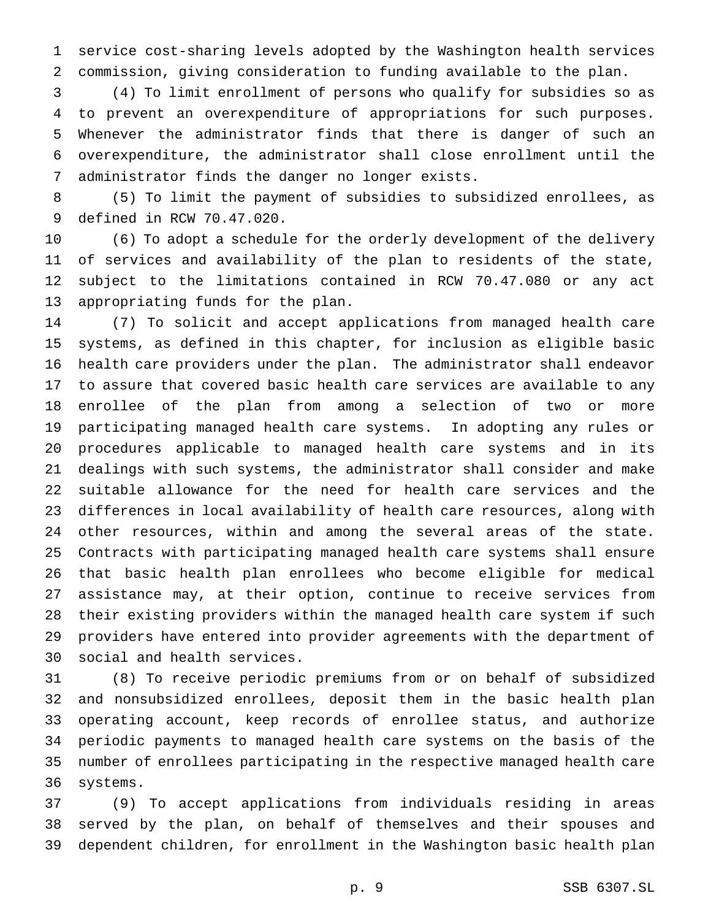service cost-sharing levels adopted by the Washington health services commission, giving consideration to funding available to the plan.

(4) To limit enrollment of persons who qualify for subsidies so as to prevent an overexpenditure of appropriations for such purposes. Whenever the administrator finds that there is danger of such an overexpenditure, the administrator shall close enrollment until the administrator finds the danger no longer exists.

(5) To limit the payment of subsidies to subsidized enrollees, as defined in RCW 70.47.020.

(6) To adopt a schedule for the orderly development of the delivery of services and availability of the plan to residents of the state, subject to the limitations contained in RCW 70.47.080 or any act appropriating funds for the plan.

(7) To solicit and accept applications from managed health care systems, as defined in this chapter, for inclusion as eligible basic health care providers under the plan. The administrator shall endeavor to assure that covered basic health care services are available to any enrollee of the plan from among a selection of two or more participating managed health care systems. In adopting any rules or procedures applicable to managed health care systems and in its dealings with such systems, the administrator shall consider and make suitable allowance for the need for health care services and the differences in local availability of health care resources, along with other resources, within and among the several areas of the state. Contracts with participating managed health care systems shall ensure that basic health plan enrollees who become eligible for medical assistance may, at their option, continue to receive services from their existing providers within the managed health care system if such providers have entered into provider agreements with the department of social and health services.

(8) To receive periodic premiums from or on behalf of subsidized and nonsubsidized enrollees, deposit them in the basic health plan operating account, keep records of enrollee status, and authorize periodic payments to managed health care systems on the basis of the number of enrollees participating in the respective managed health care systems.

(9) To accept applications from individuals residing in areas served by the plan, on behalf of themselves and their spouses and dependent children, for enrollment in the Washington basic health plan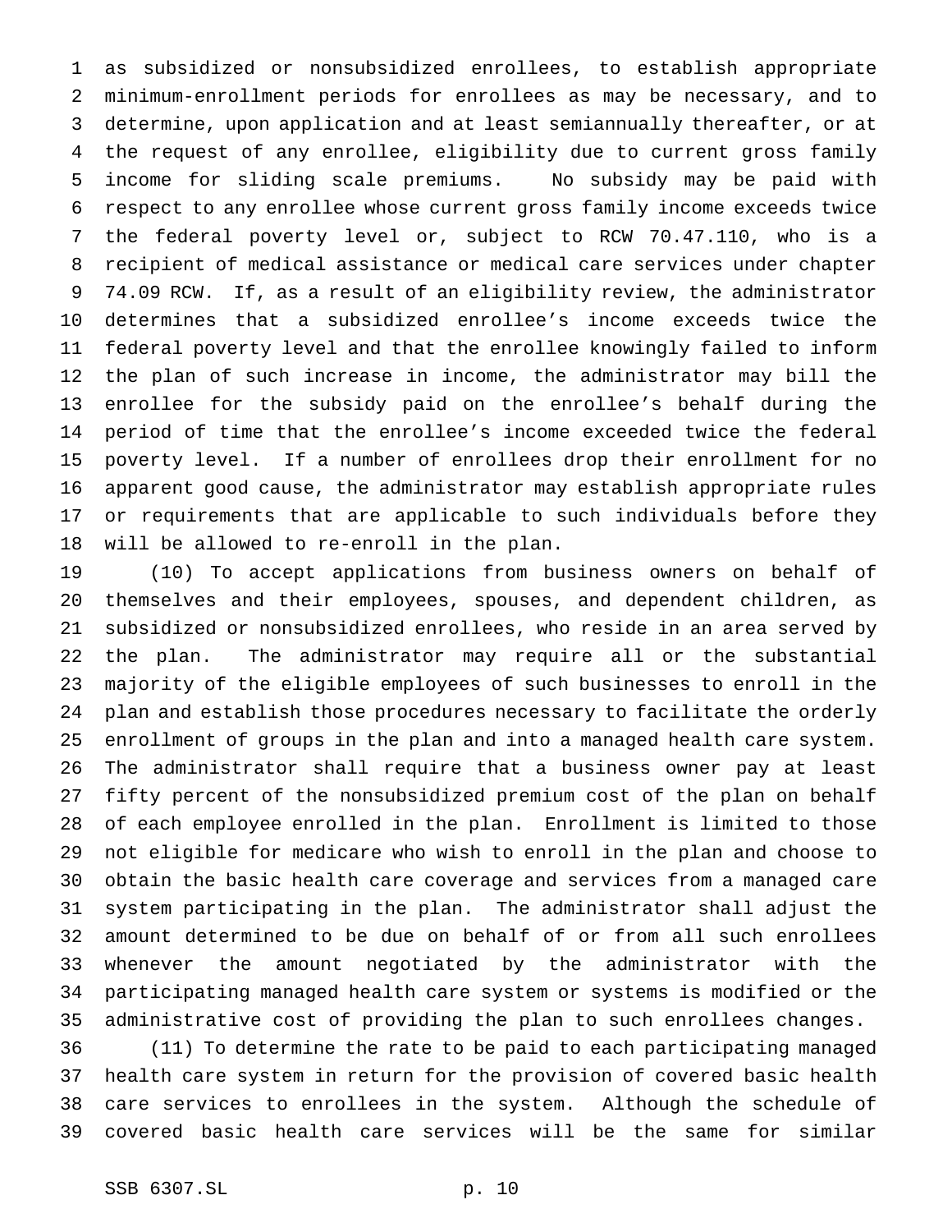as subsidized or nonsubsidized enrollees, to establish appropriate minimum-enrollment periods for enrollees as may be necessary, and to determine, upon application and at least semiannually thereafter, or at the request of any enrollee, eligibility due to current gross family income for sliding scale premiums. No subsidy may be paid with respect to any enrollee whose current gross family income exceeds twice the federal poverty level or, subject to RCW 70.47.110, who is a recipient of medical assistance or medical care services under chapter 74.09 RCW. If, as a result of an eligibility review, the administrator determines that a subsidized enrollee's income exceeds twice the federal poverty level and that the enrollee knowingly failed to inform the plan of such increase in income, the administrator may bill the enrollee for the subsidy paid on the enrollee's behalf during the period of time that the enrollee's income exceeded twice the federal poverty level. If a number of enrollees drop their enrollment for no apparent good cause, the administrator may establish appropriate rules or requirements that are applicable to such individuals before they will be allowed to re-enroll in the plan.

(10) To accept applications from business owners on behalf of themselves and their employees, spouses, and dependent children, as subsidized or nonsubsidized enrollees, who reside in an area served by the plan. The administrator may require all or the substantial majority of the eligible employees of such businesses to enroll in the plan and establish those procedures necessary to facilitate the orderly enrollment of groups in the plan and into a managed health care system. The administrator shall require that a business owner pay at least fifty percent of the nonsubsidized premium cost of the plan on behalf of each employee enrolled in the plan. Enrollment is limited to those not eligible for medicare who wish to enroll in the plan and choose to obtain the basic health care coverage and services from a managed care system participating in the plan. The administrator shall adjust the amount determined to be due on behalf of or from all such enrollees whenever the amount negotiated by the administrator with the participating managed health care system or systems is modified or the administrative cost of providing the plan to such enrollees changes.

(11) To determine the rate to be paid to each participating managed health care system in return for the provision of covered basic health care services to enrollees in the system. Although the schedule of covered basic health care services will be the same for similar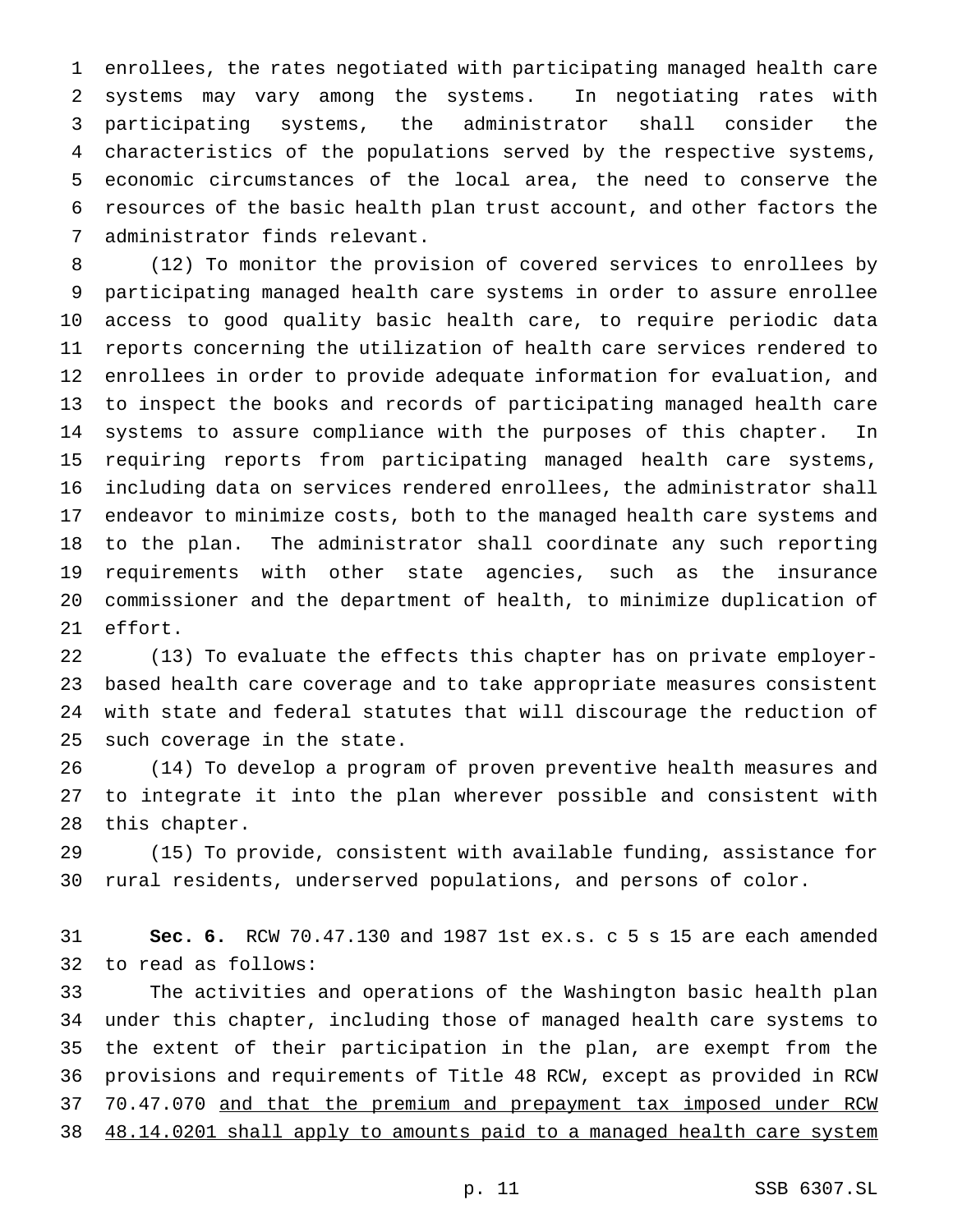enrollees, the rates negotiated with participating managed health care systems may vary among the systems. In negotiating rates with participating systems, the administrator shall consider the characteristics of the populations served by the respective systems, economic circumstances of the local area, the need to conserve the resources of the basic health plan trust account, and other factors the administrator finds relevant.

(12) To monitor the provision of covered services to enrollees by participating managed health care systems in order to assure enrollee access to good quality basic health care, to require periodic data reports concerning the utilization of health care services rendered to enrollees in order to provide adequate information for evaluation, and to inspect the books and records of participating managed health care systems to assure compliance with the purposes of this chapter. In requiring reports from participating managed health care systems, including data on services rendered enrollees, the administrator shall endeavor to minimize costs, both to the managed health care systems and to the plan. The administrator shall coordinate any such reporting requirements with other state agencies, such as the insurance commissioner and the department of health, to minimize duplication of effort.

(13) To evaluate the effects this chapter has on private employer-based health care coverage and to take appropriate measures consistent with state and federal statutes that will discourage the reduction of such coverage in the state.

(14) To develop a program of proven preventive health measures and to integrate it into the plan wherever possible and consistent with this chapter.

(15) To provide, consistent with available funding, assistance for rural residents, underserved populations, and persons of color.

**Sec. 6.** RCW 70.47.130 and 1987 1st ex.s. c 5 s 15 are each amended to read as follows:

The activities and operations of the Washington basic health plan under this chapter, including those of managed health care systems to the extent of their participation in the plan, are exempt from the provisions and requirements of Title 48 RCW, except as provided in RCW 70.47.070 <u>and that the premium and prepayment tax imposed under RCW 48.14.0201 shall apply to amounts paid to a managed health care system</u>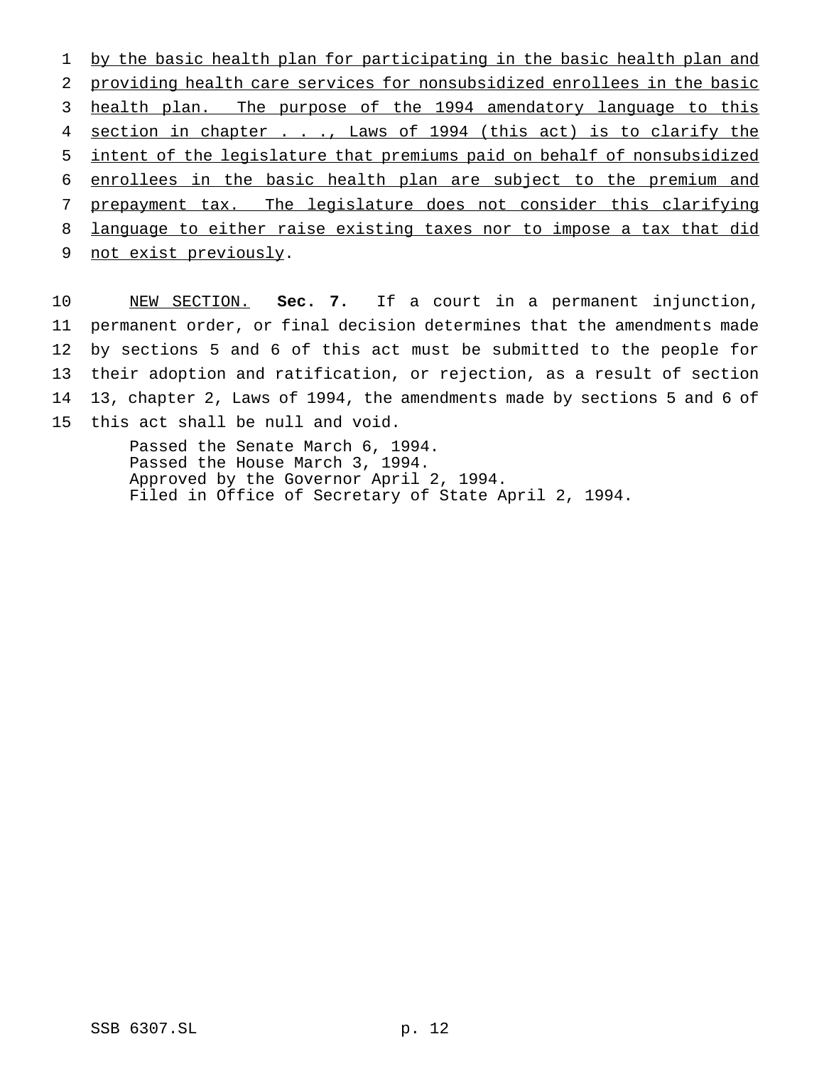by the basic health plan for participating in the basic health plan and providing health care services for nonsubsidized enrollees in the basic health plan. The purpose of the 1994 amendatory language to this section in chapter . . ., Laws of 1994 (this act) is to clarify the intent of the legislature that premiums paid on behalf of nonsubsidized enrollees in the basic health plan are subject to the premium and prepayment tax. The legislature does not consider this clarifying language to either raise existing taxes nor to impose a tax that did not exist previously.

NEW SECTION. **Sec. 7.** If a court in a permanent injunction, permanent order, or final decision determines that the amendments made by sections 5 and 6 of this act must be submitted to the people for their adoption and ratification, or rejection, as a result of section 13, chapter 2, Laws of 1994, the amendments made by sections 5 and 6 of this act shall be null and void.

Passed the Senate March 6, 1994.
Passed the House March 3, 1994.
Approved by the Governor April 2, 1994.
Filed in Office of Secretary of State April 2, 1994.